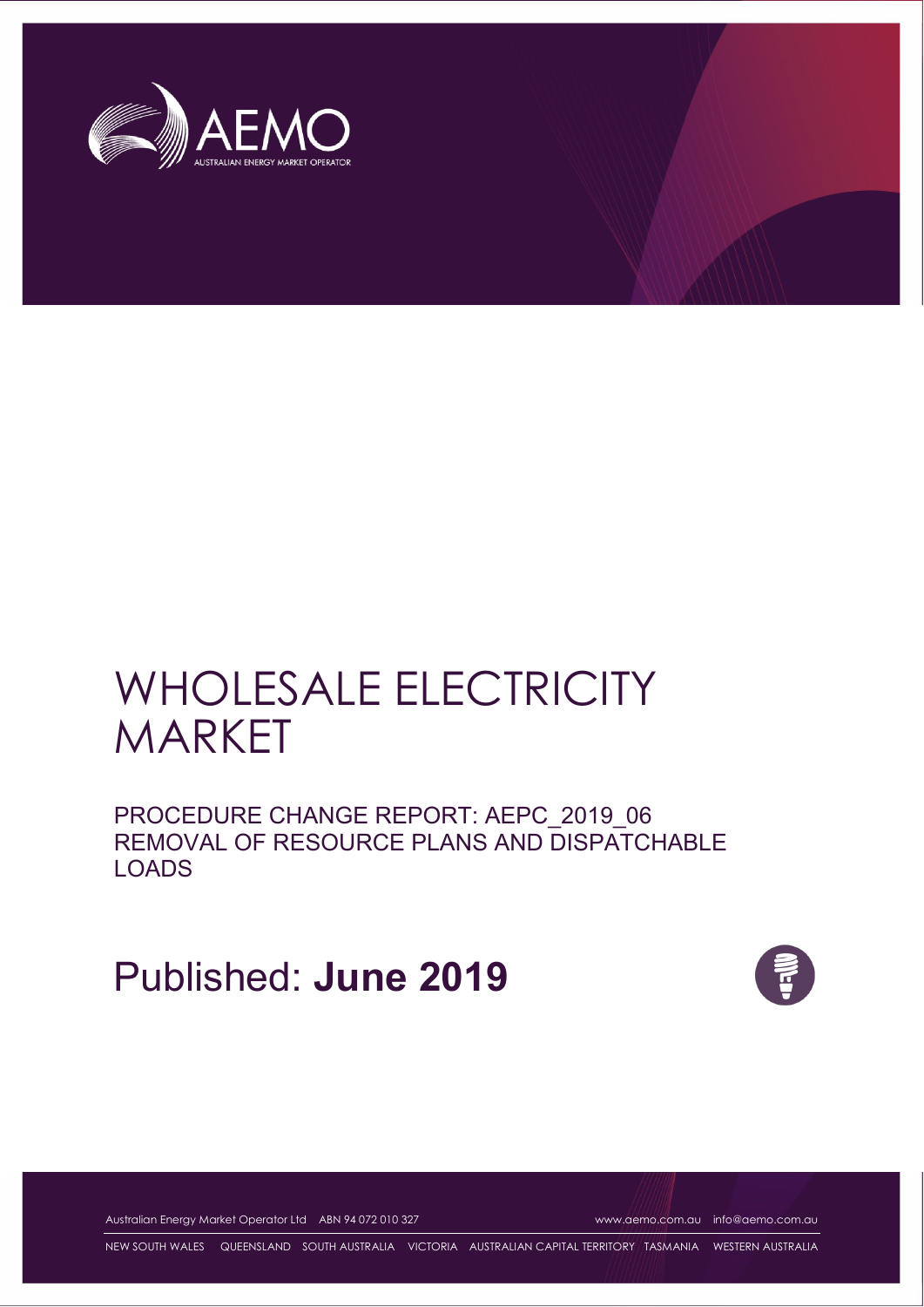# WHOLESALE ELECTRICITY MARKET

## PROCEDURE CHANGE REPORT: AEPC_2019_06 REMOVAL OF RESOURCE PLANS AND DISPATCHABLE LOADS

Published: **June 2019**

Australian Energy Market Operator Ltd ABN 94 072 010 327 www.aemo.com.au info@aemo.com.au

NEW SOUTH WALES QUEENSLAND SOUTH AUSTRALIA VICTORIA AUSTRALIAN CAPITAL TERRITORY TASMANIA WESTERN AUSTRALIA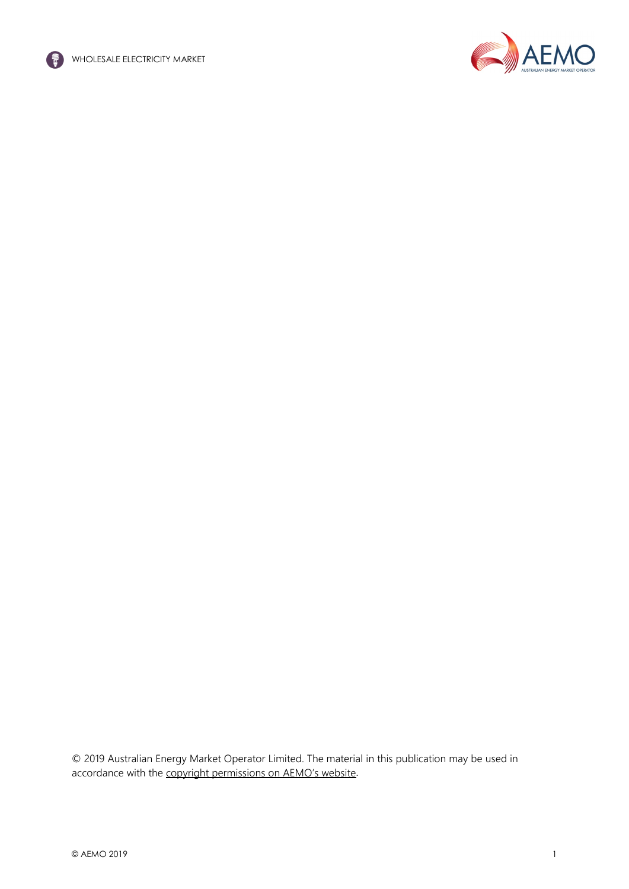© 2019 Australian Energy Market Operator Limited. The material in this publication may be used in accordance with the copyright permissions on AEMO's website.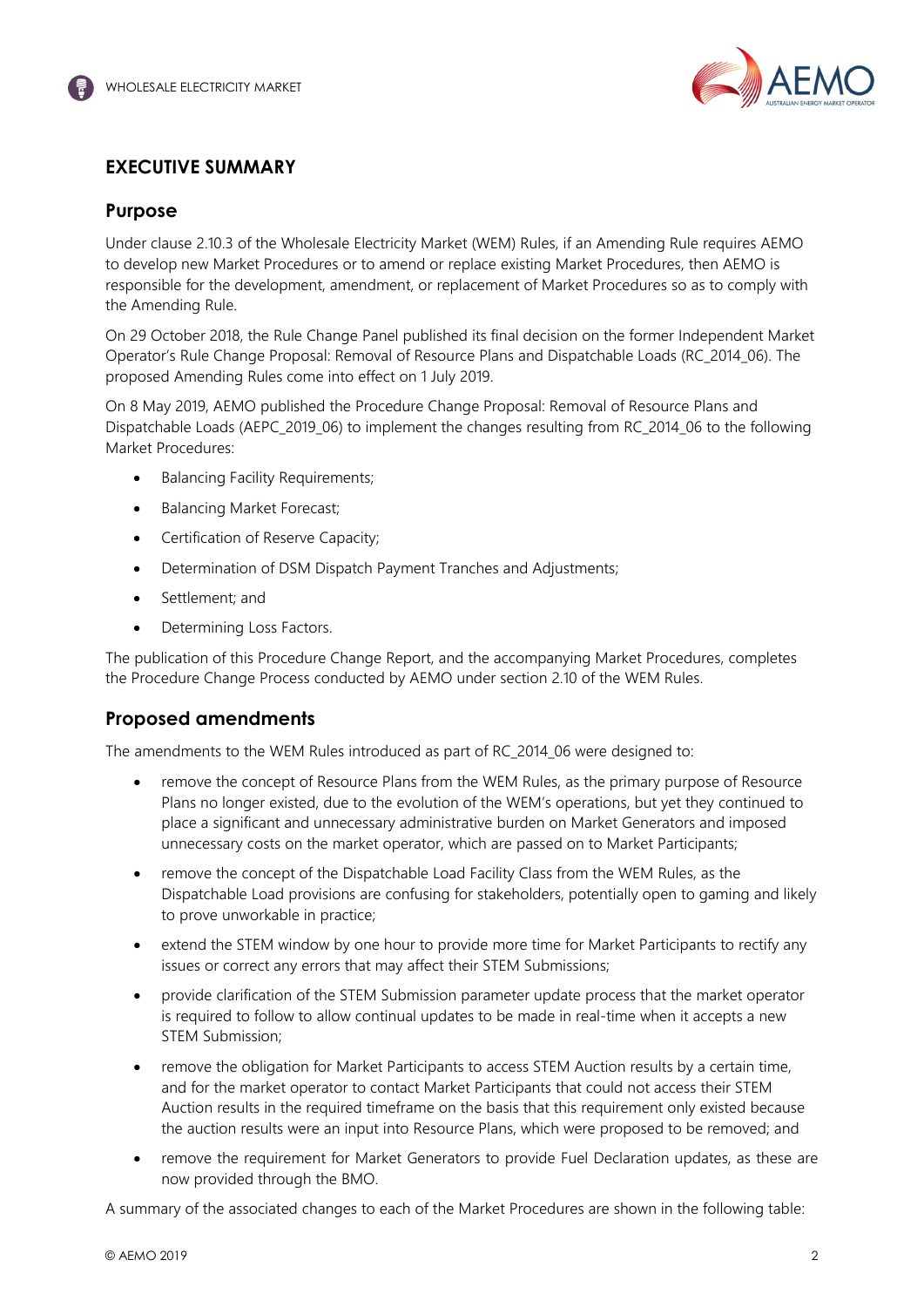## EXECUTIVE SUMMARY

### Purpose

Under clause 2.10.3 of the Wholesale Electricity Market (WEM) Rules, if an Amending Rule requires AEMO to develop new Market Procedures or to amend or replace existing Market Procedures, then AEMO is responsible for the development, amendment, or replacement of Market Procedures so as to comply with the Amending Rule.

On 29 October 2018, the Rule Change Panel published its final decision on the former Independent Market Operator's Rule Change Proposal: Removal of Resource Plans and Dispatchable Loads (RC_2014_06). The proposed Amending Rules come into effect on 1 July 2019.

On 8 May 2019, AEMO published the Procedure Change Proposal: Removal of Resource Plans and Dispatchable Loads (AEPC_2019_06) to implement the changes resulting from RC_2014_06 to the following Market Procedures:

- Balancing Facility Requirements;
- Balancing Market Forecast;
- Certification of Reserve Capacity;
- Determination of DSM Dispatch Payment Tranches and Adjustments;
- Settlement; and
- Determining Loss Factors.

The publication of this Procedure Change Report, and the accompanying Market Procedures, completes the Procedure Change Process conducted by AEMO under section 2.10 of the WEM Rules.

### Proposed amendments

The amendments to the WEM Rules introduced as part of RC_2014_06 were designed to:

- remove the concept of Resource Plans from the WEM Rules, as the primary purpose of Resource Plans no longer existed, due to the evolution of the WEM's operations, but yet they continued to place a significant and unnecessary administrative burden on Market Generators and imposed unnecessary costs on the market operator, which are passed on to Market Participants;
- remove the concept of the Dispatchable Load Facility Class from the WEM Rules, as the Dispatchable Load provisions are confusing for stakeholders, potentially open to gaming and likely to prove unworkable in practice;
- extend the STEM window by one hour to provide more time for Market Participants to rectify any issues or correct any errors that may affect their STEM Submissions;
- provide clarification of the STEM Submission parameter update process that the market operator is required to follow to allow continual updates to be made in real-time when it accepts a new STEM Submission;
- remove the obligation for Market Participants to access STEM Auction results by a certain time, and for the market operator to contact Market Participants that could not access their STEM Auction results in the required timeframe on the basis that this requirement only existed because the auction results were an input into Resource Plans, which were proposed to be removed; and
- remove the requirement for Market Generators to provide Fuel Declaration updates, as these are now provided through the BMO.

A summary of the associated changes to each of the Market Procedures are shown in the following table: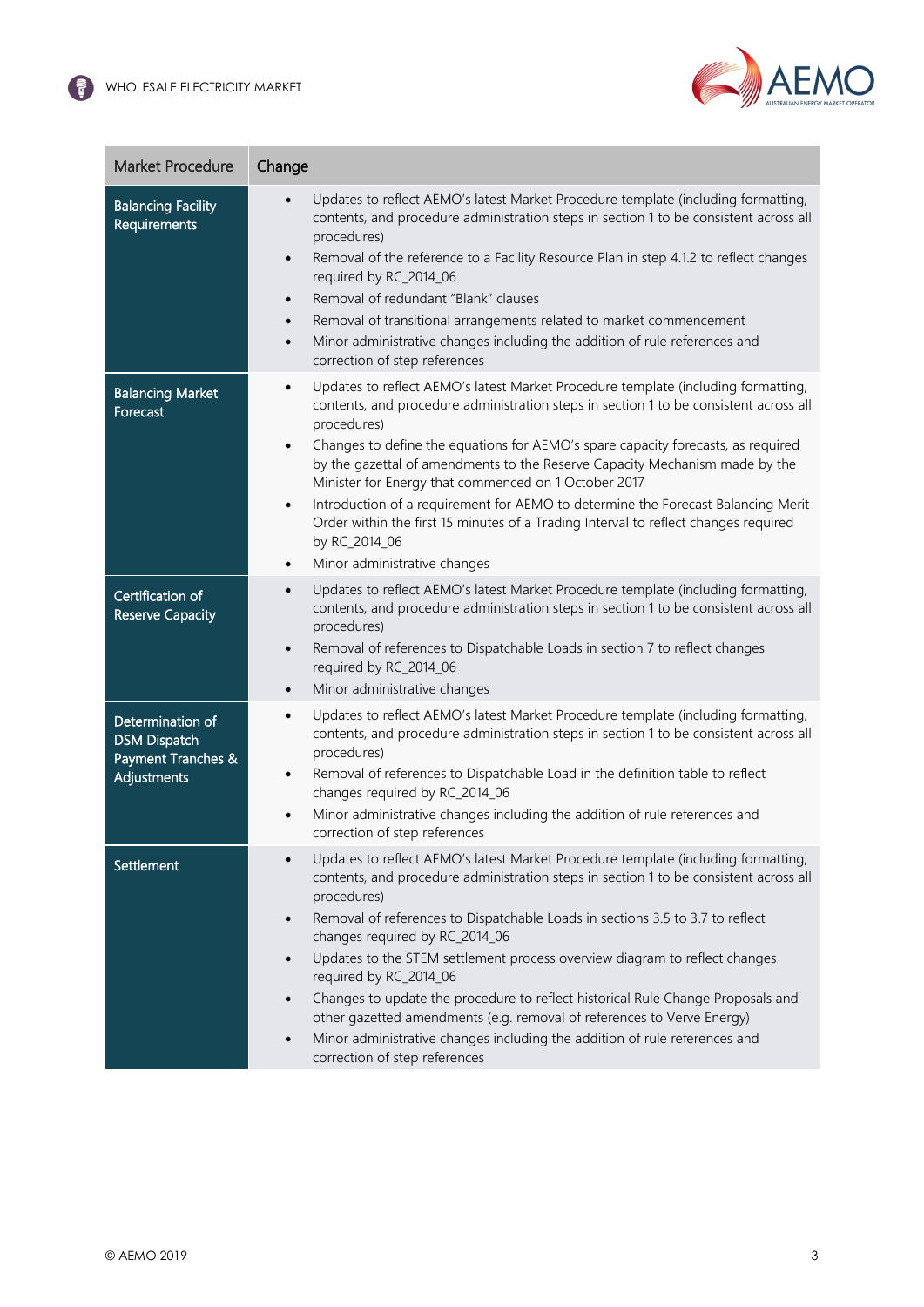| Market Procedure | Change |
|---|---|
| Balancing Facility Requirements | • Updates to reflect AEMO's latest Market Procedure template (including formatting, contents, and procedure administration steps in section 1 to be consistent across all procedures)<br>• Removal of the reference to a Facility Resource Plan in step 4.1.2 to reflect changes required by RC_2014_06<br>• Removal of redundant "Blank" clauses<br>• Removal of transitional arrangements related to market commencement<br>• Minor administrative changes including the addition of rule references and correction of step references |
| Balancing Market Forecast | • Updates to reflect AEMO's latest Market Procedure template (including formatting, contents, and procedure administration steps in section 1 to be consistent across all procedures)<br>• Changes to define the equations for AEMO's spare capacity forecasts, as required by the gazettal of amendments to the Reserve Capacity Mechanism made by the Minister for Energy that commenced on 1 October 2017<br>• Introduction of a requirement for AEMO to determine the Forecast Balancing Merit Order within the first 15 minutes of a Trading Interval to reflect changes required by RC_2014_06<br>• Minor administrative changes |
| Certification of Reserve Capacity | • Updates to reflect AEMO's latest Market Procedure template (including formatting, contents, and procedure administration steps in section 1 to be consistent across all procedures)<br>• Removal of references to Dispatchable Loads in section 7 to reflect changes required by RC_2014_06<br>• Minor administrative changes |
| Determination of DSM Dispatch Payment Tranches & Adjustments | • Updates to reflect AEMO's latest Market Procedure template (including formatting, contents, and procedure administration steps in section 1 to be consistent across all procedures)<br>• Removal of references to Dispatchable Load in the definition table to reflect changes required by RC_2014_06<br>• Minor administrative changes including the addition of rule references and correction of step references |
| Settlement | • Updates to reflect AEMO's latest Market Procedure template (including formatting, contents, and procedure administration steps in section 1 to be consistent across all procedures)<br>• Removal of references to Dispatchable Loads in sections 3.5 to 3.7 to reflect changes required by RC_2014_06<br>• Updates to the STEM settlement process overview diagram to reflect changes required by RC_2014_06<br>• Changes to update the procedure to reflect historical Rule Change Proposals and other gazetted amendments (e.g. removal of references to Verve Energy)<br>• Minor administrative changes including the addition of rule references and correction of step references |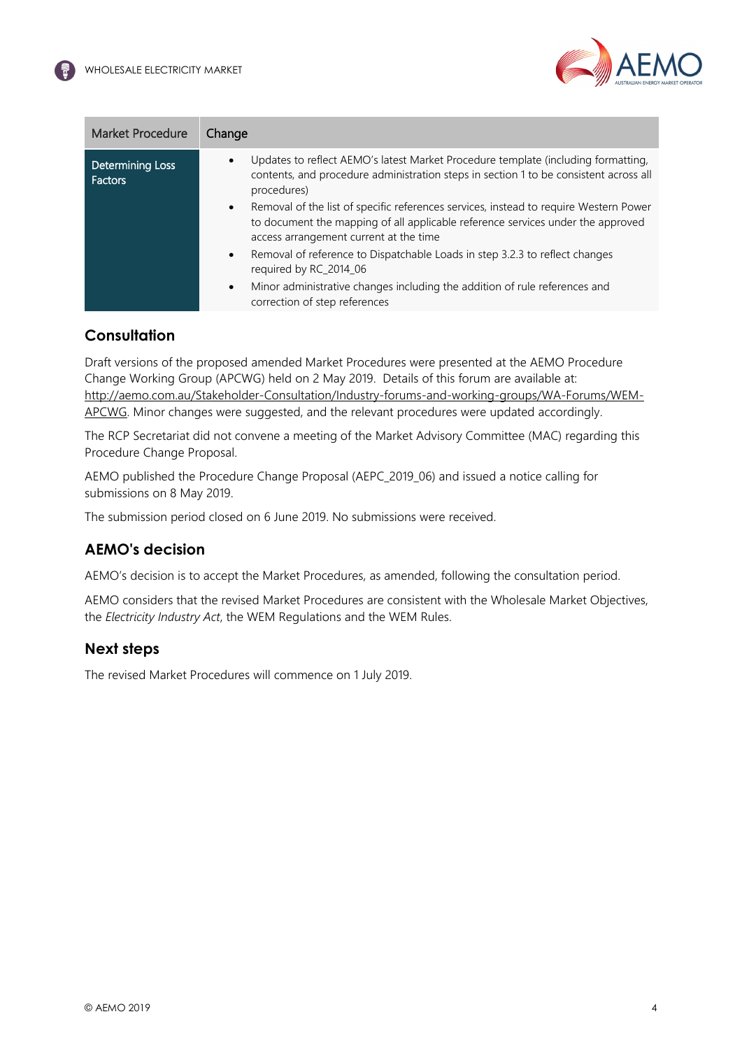| Market Procedure | Change |
|---|---|
| Determining Loss Factors | • Updates to reflect AEMO's latest Market Procedure template (including formatting, contents, and procedure administration steps in section 1 to be consistent across all procedures)<br>• Removal of the list of specific references services, instead to require Western Power to document the mapping of all applicable reference services under the approved access arrangement current at the time<br>• Removal of reference to Dispatchable Loads in step 3.2.3 to reflect changes required by RC_2014_06<br>• Minor administrative changes including the addition of rule references and correction of step references |

## Consultation

Draft versions of the proposed amended Market Procedures were presented at the AEMO Procedure Change Working Group (APCWG) held on 2 May 2019. Details of this forum are available at: http://aemo.com.au/Stakeholder-Consultation/Industry-forums-and-working-groups/WA-Forums/WEM-APCWG. Minor changes were suggested, and the relevant procedures were updated accordingly.

The RCP Secretariat did not convene a meeting of the Market Advisory Committee (MAC) regarding this Procedure Change Proposal.

AEMO published the Procedure Change Proposal (AEPC_2019_06) and issued a notice calling for submissions on 8 May 2019.

The submission period closed on 6 June 2019. No submissions were received.

## AEMO's decision

AEMO's decision is to accept the Market Procedures, as amended, following the consultation period.

AEMO considers that the revised Market Procedures are consistent with the Wholesale Market Objectives, the *Electricity Industry Act*, the WEM Regulations and the WEM Rules.

## Next steps

The revised Market Procedures will commence on 1 July 2019.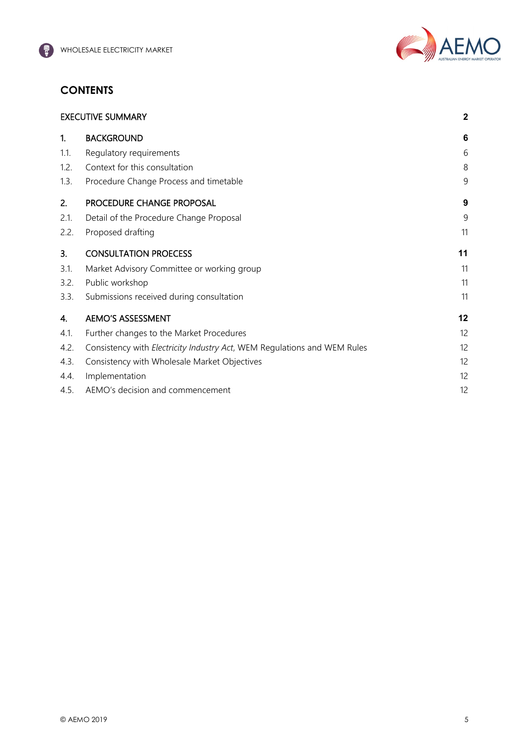## CONTENTS

| | | |
|---|---|---|
| **EXECUTIVE SUMMARY** | | **2** |
| **1.** | **BACKGROUND** | **6** |
| 1.1. | Regulatory requirements | 6 |
| 1.2. | Context for this consultation | 8 |
| 1.3. | Procedure Change Process and timetable | 9 |
| **2.** | **PROCEDURE CHANGE PROPOSAL** | **9** |
| 2.1. | Detail of the Procedure Change Proposal | 9 |
| 2.2. | Proposed drafting | 11 |
| **3.** | **CONSULTATION PROECESS** | **11** |
| 3.1. | Market Advisory Committee or working group | 11 |
| 3.2. | Public workshop | 11 |
| 3.3. | Submissions received during consultation | 11 |
| **4.** | **AEMO'S ASSESSMENT** | **12** |
| 4.1. | Further changes to the Market Procedures | 12 |
| 4.2. | Consistency with *Electricity Industry Act*, WEM Regulations and WEM Rules | 12 |
| 4.3. | Consistency with Wholesale Market Objectives | 12 |
| 4.4. | Implementation | 12 |
| 4.5. | AEMO's decision and commencement | 12 |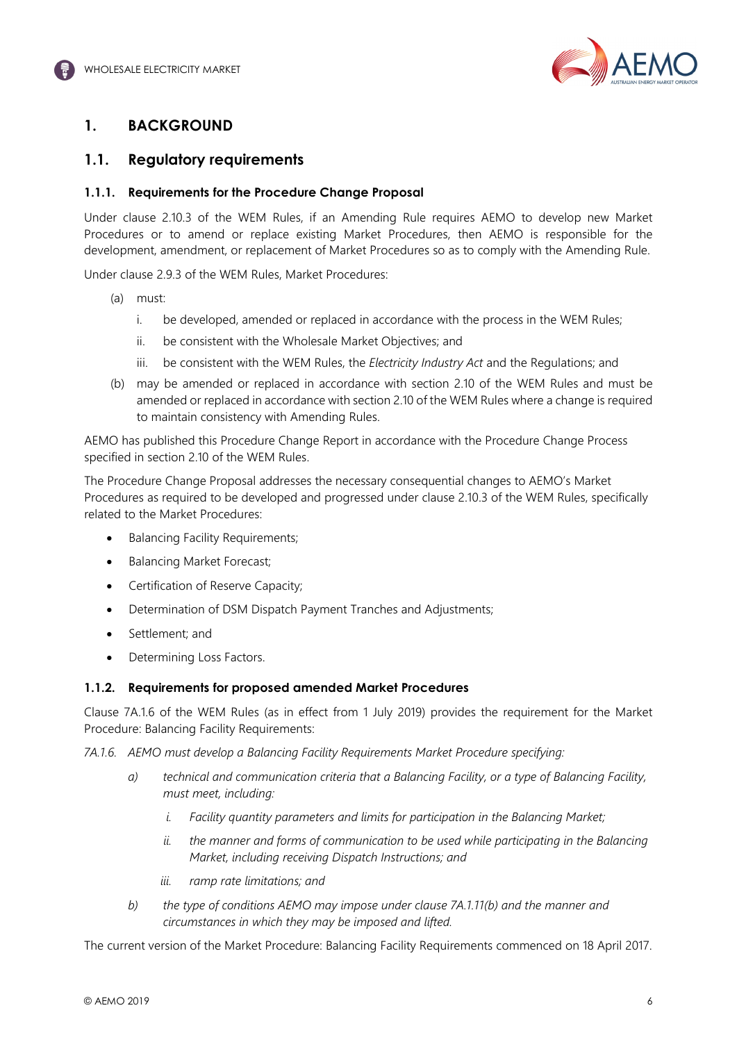# 1. BACKGROUND

## 1.1. Regulatory requirements

### 1.1.1. Requirements for the Procedure Change Proposal

Under clause 2.10.3 of the WEM Rules, if an Amending Rule requires AEMO to develop new Market Procedures or to amend or replace existing Market Procedures, then AEMO is responsible for the development, amendment, or replacement of Market Procedures so as to comply with the Amending Rule.

Under clause 2.9.3 of the WEM Rules, Market Procedures:

(a) must:

  i. be developed, amended or replaced in accordance with the process in the WEM Rules;

  ii. be consistent with the Wholesale Market Objectives; and

  iii. be consistent with the WEM Rules, the *Electricity Industry Act* and the Regulations; and

(b) may be amended or replaced in accordance with section 2.10 of the WEM Rules and must be amended or replaced in accordance with section 2.10 of the WEM Rules where a change is required to maintain consistency with Amending Rules.

AEMO has published this Procedure Change Report in accordance with the Procedure Change Process specified in section 2.10 of the WEM Rules.

The Procedure Change Proposal addresses the necessary consequential changes to AEMO's Market Procedures as required to be developed and progressed under clause 2.10.3 of the WEM Rules, specifically related to the Market Procedures:

- Balancing Facility Requirements;
- Balancing Market Forecast;
- Certification of Reserve Capacity;
- Determination of DSM Dispatch Payment Tranches and Adjustments;
- Settlement; and
- Determining Loss Factors.

### 1.1.2. Requirements for proposed amended Market Procedures

Clause 7A.1.6 of the WEM Rules (as in effect from 1 July 2019) provides the requirement for the Market Procedure: Balancing Facility Requirements:

*7A.1.6. AEMO must develop a Balancing Facility Requirements Market Procedure specifying:*

*a) technical and communication criteria that a Balancing Facility, or a type of Balancing Facility, must meet, including:*

  *i. Facility quantity parameters and limits for participation in the Balancing Market;*

  *ii. the manner and forms of communication to be used while participating in the Balancing Market, including receiving Dispatch Instructions; and*

  *iii. ramp rate limitations; and*

*b) the type of conditions AEMO may impose under clause 7A.1.11(b) and the manner and circumstances in which they may be imposed and lifted.*

The current version of the Market Procedure: Balancing Facility Requirements commenced on 18 April 2017.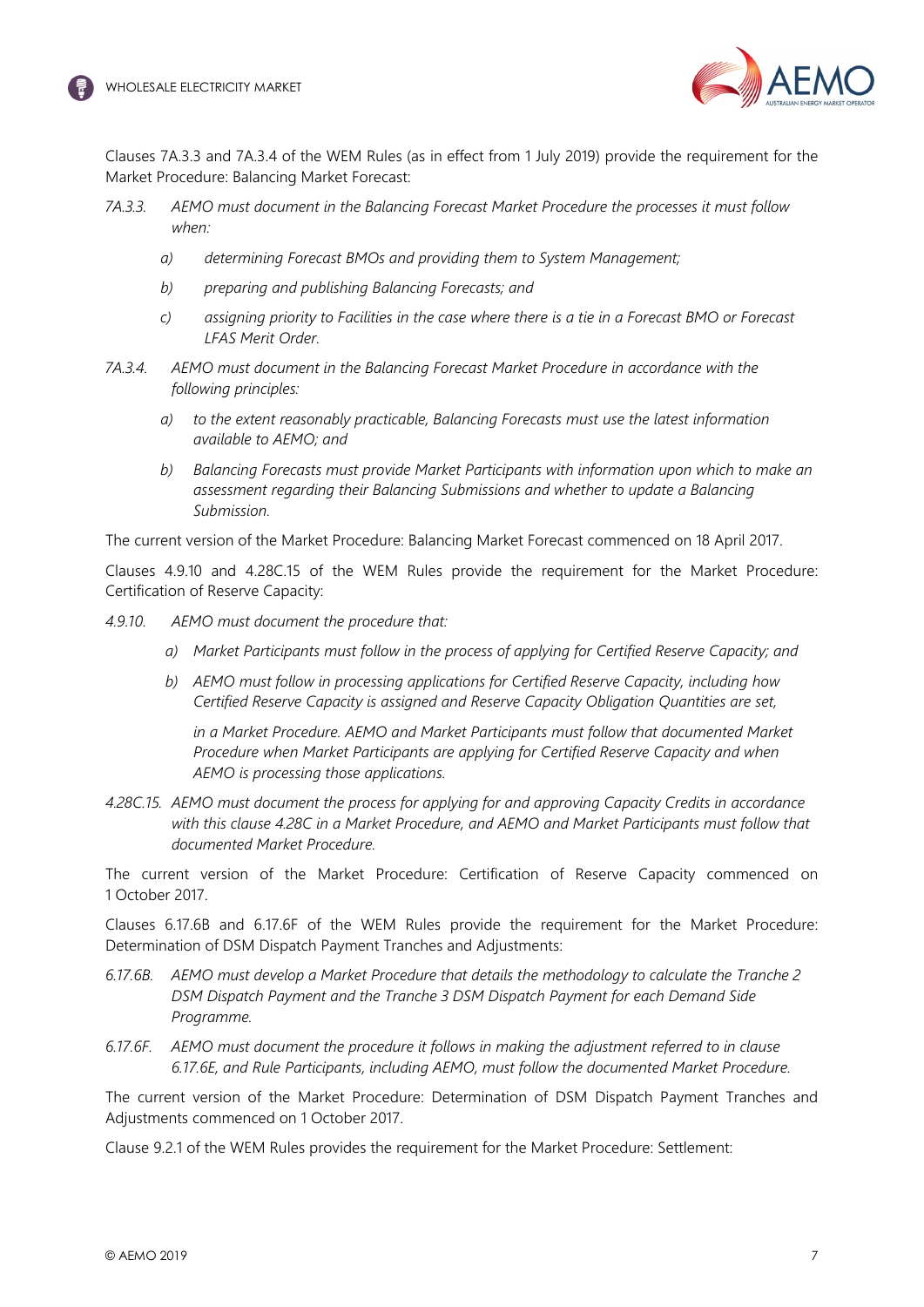Clauses 7A.3.3 and 7A.3.4 of the WEM Rules (as in effect from 1 July 2019) provide the requirement for the Market Procedure: Balancing Market Forecast:

*7A.3.3. AEMO must document in the Balancing Forecast Market Procedure the processes it must follow when:*

*a) determining Forecast BMOs and providing them to System Management;*

*b) preparing and publishing Balancing Forecasts; and*

*c) assigning priority to Facilities in the case where there is a tie in a Forecast BMO or Forecast LFAS Merit Order.*

*7A.3.4. AEMO must document in the Balancing Forecast Market Procedure in accordance with the following principles:*

*a) to the extent reasonably practicable, Balancing Forecasts must use the latest information available to AEMO; and*

*b) Balancing Forecasts must provide Market Participants with information upon which to make an assessment regarding their Balancing Submissions and whether to update a Balancing Submission.*

The current version of the Market Procedure: Balancing Market Forecast commenced on 18 April 2017.

Clauses 4.9.10 and 4.28C.15 of the WEM Rules provide the requirement for the Market Procedure: Certification of Reserve Capacity:

*4.9.10. AEMO must document the procedure that:*

*a) Market Participants must follow in the process of applying for Certified Reserve Capacity; and*

*b) AEMO must follow in processing applications for Certified Reserve Capacity, including how Certified Reserve Capacity is assigned and Reserve Capacity Obligation Quantities are set,*

*in a Market Procedure. AEMO and Market Participants must follow that documented Market Procedure when Market Participants are applying for Certified Reserve Capacity and when AEMO is processing those applications.*

*4.28C.15. AEMO must document the process for applying for and approving Capacity Credits in accordance with this clause 4.28C in a Market Procedure, and AEMO and Market Participants must follow that documented Market Procedure.*

The current version of the Market Procedure: Certification of Reserve Capacity commenced on 1 October 2017.

Clauses 6.17.6B and 6.17.6F of the WEM Rules provide the requirement for the Market Procedure: Determination of DSM Dispatch Payment Tranches and Adjustments:

*6.17.6B. AEMO must develop a Market Procedure that details the methodology to calculate the Tranche 2 DSM Dispatch Payment and the Tranche 3 DSM Dispatch Payment for each Demand Side Programme.*

*6.17.6F. AEMO must document the procedure it follows in making the adjustment referred to in clause 6.17.6E, and Rule Participants, including AEMO, must follow the documented Market Procedure.*

The current version of the Market Procedure: Determination of DSM Dispatch Payment Tranches and Adjustments commenced on 1 October 2017.

Clause 9.2.1 of the WEM Rules provides the requirement for the Market Procedure: Settlement: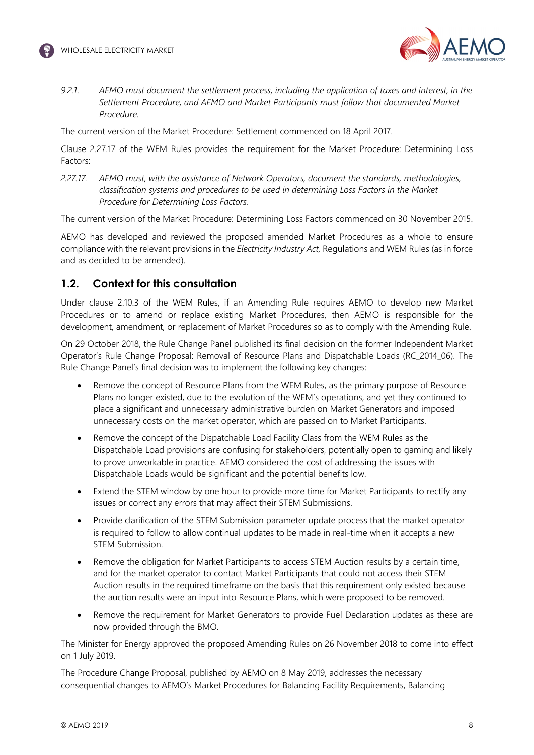9.2.1. *AEMO must document the settlement process, including the application of taxes and interest, in the Settlement Procedure, and AEMO and Market Participants must follow that documented Market Procedure.*

The current version of the Market Procedure: Settlement commenced on 18 April 2017.

Clause 2.27.17 of the WEM Rules provides the requirement for the Market Procedure: Determining Loss Factors:

2.27.17. *AEMO must, with the assistance of Network Operators, document the standards, methodologies, classification systems and procedures to be used in determining Loss Factors in the Market Procedure for Determining Loss Factors.*

The current version of the Market Procedure: Determining Loss Factors commenced on 30 November 2015.

AEMO has developed and reviewed the proposed amended Market Procedures as a whole to ensure compliance with the relevant provisions in the *Electricity Industry Act*, Regulations and WEM Rules (as in force and as decided to be amended).

## 1.2. Context for this consultation

Under clause 2.10.3 of the WEM Rules, if an Amending Rule requires AEMO to develop new Market Procedures or to amend or replace existing Market Procedures, then AEMO is responsible for the development, amendment, or replacement of Market Procedures so as to comply with the Amending Rule.

On 29 October 2018, the Rule Change Panel published its final decision on the former Independent Market Operator's Rule Change Proposal: Removal of Resource Plans and Dispatchable Loads (RC_2014_06). The Rule Change Panel's final decision was to implement the following key changes:

- Remove the concept of Resource Plans from the WEM Rules, as the primary purpose of Resource Plans no longer existed, due to the evolution of the WEM's operations, and yet they continued to place a significant and unnecessary administrative burden on Market Generators and imposed unnecessary costs on the market operator, which are passed on to Market Participants.
- Remove the concept of the Dispatchable Load Facility Class from the WEM Rules as the Dispatchable Load provisions are confusing for stakeholders, potentially open to gaming and likely to prove unworkable in practice. AEMO considered the cost of addressing the issues with Dispatchable Loads would be significant and the potential benefits low.
- Extend the STEM window by one hour to provide more time for Market Participants to rectify any issues or correct any errors that may affect their STEM Submissions.
- Provide clarification of the STEM Submission parameter update process that the market operator is required to follow to allow continual updates to be made in real-time when it accepts a new STEM Submission.
- Remove the obligation for Market Participants to access STEM Auction results by a certain time, and for the market operator to contact Market Participants that could not access their STEM Auction results in the required timeframe on the basis that this requirement only existed because the auction results were an input into Resource Plans, which were proposed to be removed.
- Remove the requirement for Market Generators to provide Fuel Declaration updates as these are now provided through the BMO.

The Minister for Energy approved the proposed Amending Rules on 26 November 2018 to come into effect on 1 July 2019.

The Procedure Change Proposal, published by AEMO on 8 May 2019, addresses the necessary consequential changes to AEMO's Market Procedures for Balancing Facility Requirements, Balancing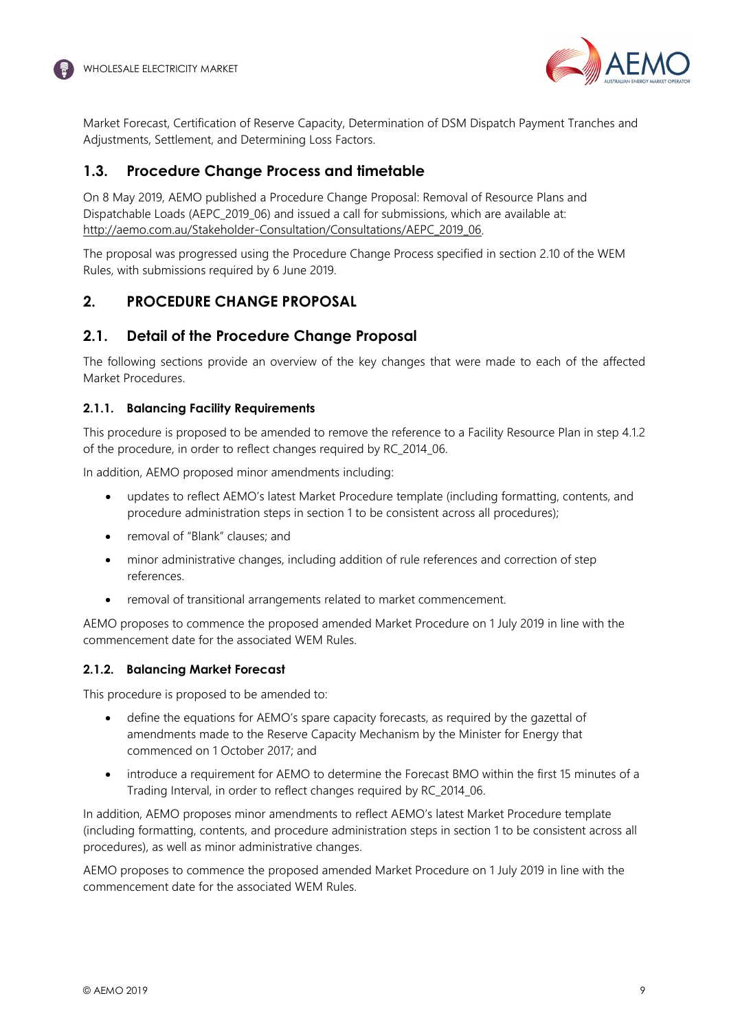Market Forecast, Certification of Reserve Capacity, Determination of DSM Dispatch Payment Tranches and Adjustments, Settlement, and Determining Loss Factors.

## 1.3. Procedure Change Process and timetable

On 8 May 2019, AEMO published a Procedure Change Proposal: Removal of Resource Plans and Dispatchable Loads (AEPC_2019_06) and issued a call for submissions, which are available at: http://aemo.com.au/Stakeholder-Consultation/Consultations/AEPC_2019_06.

The proposal was progressed using the Procedure Change Process specified in section 2.10 of the WEM Rules, with submissions required by 6 June 2019.

# 2. PROCEDURE CHANGE PROPOSAL

## 2.1. Detail of the Procedure Change Proposal

The following sections provide an overview of the key changes that were made to each of the affected Market Procedures.

### 2.1.1. Balancing Facility Requirements

This procedure is proposed to be amended to remove the reference to a Facility Resource Plan in step 4.1.2 of the procedure, in order to reflect changes required by RC_2014_06.

In addition, AEMO proposed minor amendments including:

- updates to reflect AEMO's latest Market Procedure template (including formatting, contents, and procedure administration steps in section 1 to be consistent across all procedures);
- removal of "Blank" clauses; and
- minor administrative changes, including addition of rule references and correction of step references.
- removal of transitional arrangements related to market commencement.

AEMO proposes to commence the proposed amended Market Procedure on 1 July 2019 in line with the commencement date for the associated WEM Rules.

### 2.1.2. Balancing Market Forecast

This procedure is proposed to be amended to:

- define the equations for AEMO's spare capacity forecasts, as required by the gazettal of amendments made to the Reserve Capacity Mechanism by the Minister for Energy that commenced on 1 October 2017; and
- introduce a requirement for AEMO to determine the Forecast BMO within the first 15 minutes of a Trading Interval, in order to reflect changes required by RC_2014_06.

In addition, AEMO proposes minor amendments to reflect AEMO's latest Market Procedure template (including formatting, contents, and procedure administration steps in section 1 to be consistent across all procedures), as well as minor administrative changes.

AEMO proposes to commence the proposed amended Market Procedure on 1 July 2019 in line with the commencement date for the associated WEM Rules.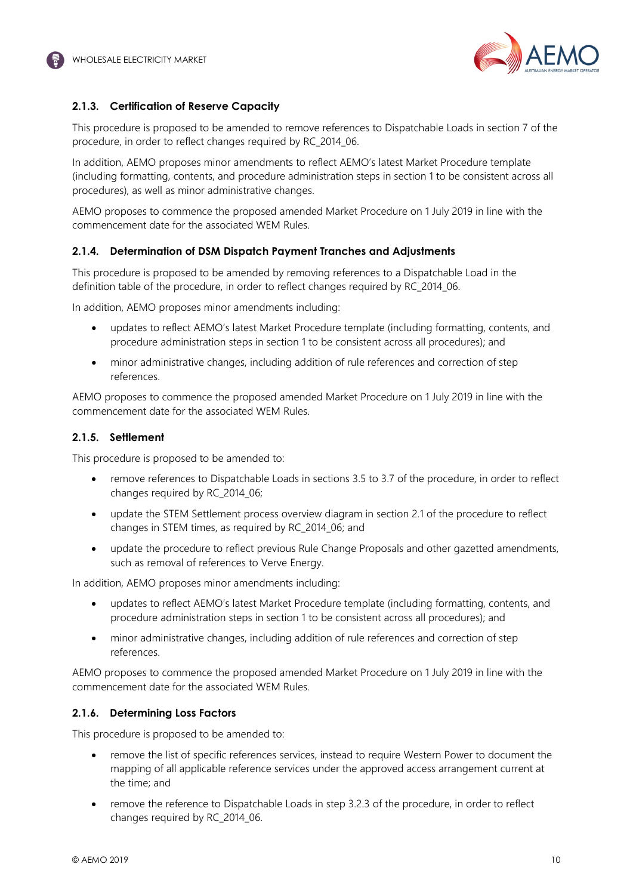### 2.1.3. Certification of Reserve Capacity

This procedure is proposed to be amended to remove references to Dispatchable Loads in section 7 of the procedure, in order to reflect changes required by RC_2014_06.

In addition, AEMO proposes minor amendments to reflect AEMO's latest Market Procedure template (including formatting, contents, and procedure administration steps in section 1 to be consistent across all procedures), as well as minor administrative changes.

AEMO proposes to commence the proposed amended Market Procedure on 1 July 2019 in line with the commencement date for the associated WEM Rules.

### 2.1.4. Determination of DSM Dispatch Payment Tranches and Adjustments

This procedure is proposed to be amended by removing references to a Dispatchable Load in the definition table of the procedure, in order to reflect changes required by RC_2014_06.

In addition, AEMO proposes minor amendments including:

- updates to reflect AEMO's latest Market Procedure template (including formatting, contents, and procedure administration steps in section 1 to be consistent across all procedures); and
- minor administrative changes, including addition of rule references and correction of step references.

AEMO proposes to commence the proposed amended Market Procedure on 1 July 2019 in line with the commencement date for the associated WEM Rules.

### 2.1.5. Settlement

This procedure is proposed to be amended to:

- remove references to Dispatchable Loads in sections 3.5 to 3.7 of the procedure, in order to reflect changes required by RC_2014_06;
- update the STEM Settlement process overview diagram in section 2.1 of the procedure to reflect changes in STEM times, as required by RC_2014_06; and
- update the procedure to reflect previous Rule Change Proposals and other gazetted amendments, such as removal of references to Verve Energy.

In addition, AEMO proposes minor amendments including:

- updates to reflect AEMO's latest Market Procedure template (including formatting, contents, and procedure administration steps in section 1 to be consistent across all procedures); and
- minor administrative changes, including addition of rule references and correction of step references.

AEMO proposes to commence the proposed amended Market Procedure on 1 July 2019 in line with the commencement date for the associated WEM Rules.

### 2.1.6. Determining Loss Factors

This procedure is proposed to be amended to:

- remove the list of specific references services, instead to require Western Power to document the mapping of all applicable reference services under the approved access arrangement current at the time; and
- remove the reference to Dispatchable Loads in step 3.2.3 of the procedure, in order to reflect changes required by RC_2014_06.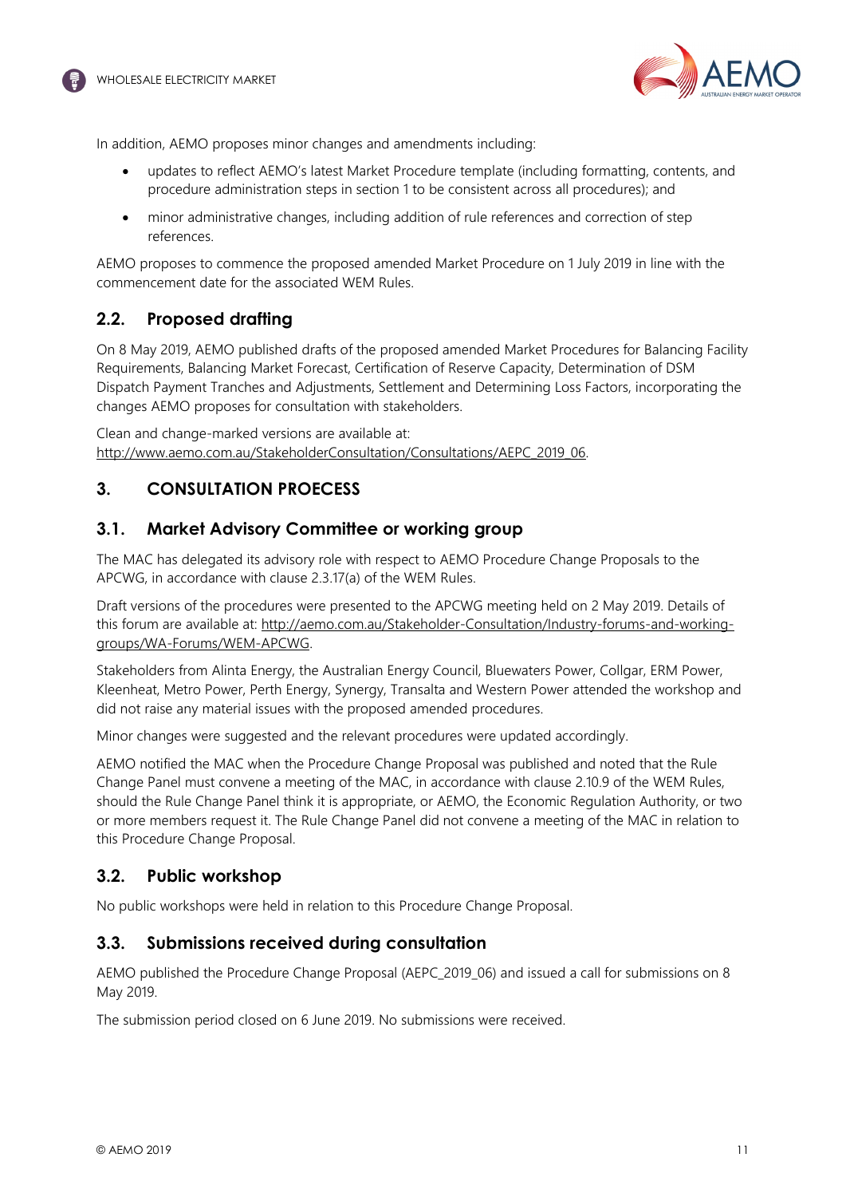In addition, AEMO proposes minor changes and amendments including:

- updates to reflect AEMO's latest Market Procedure template (including formatting, contents, and procedure administration steps in section 1 to be consistent across all procedures); and
- minor administrative changes, including addition of rule references and correction of step references.

AEMO proposes to commence the proposed amended Market Procedure on 1 July 2019 in line with the commencement date for the associated WEM Rules.

## 2.2. Proposed drafting

On 8 May 2019, AEMO published drafts of the proposed amended Market Procedures for Balancing Facility Requirements, Balancing Market Forecast, Certification of Reserve Capacity, Determination of DSM Dispatch Payment Tranches and Adjustments, Settlement and Determining Loss Factors, incorporating the changes AEMO proposes for consultation with stakeholders.

Clean and change-marked versions are available at: http://www.aemo.com.au/StakeholderConsultation/Consultations/AEPC_2019_06.

# 3. CONSULTATION PROECESS

## 3.1. Market Advisory Committee or working group

The MAC has delegated its advisory role with respect to AEMO Procedure Change Proposals to the APCWG, in accordance with clause 2.3.17(a) of the WEM Rules.

Draft versions of the procedures were presented to the APCWG meeting held on 2 May 2019. Details of this forum are available at: http://aemo.com.au/Stakeholder-Consultation/Industry-forums-and-working-groups/WA-Forums/WEM-APCWG.

Stakeholders from Alinta Energy, the Australian Energy Council, Bluewaters Power, Collgar, ERM Power, Kleenheat, Metro Power, Perth Energy, Synergy, Transalta and Western Power attended the workshop and did not raise any material issues with the proposed amended procedures.

Minor changes were suggested and the relevant procedures were updated accordingly.

AEMO notified the MAC when the Procedure Change Proposal was published and noted that the Rule Change Panel must convene a meeting of the MAC, in accordance with clause 2.10.9 of the WEM Rules, should the Rule Change Panel think it is appropriate, or AEMO, the Economic Regulation Authority, or two or more members request it. The Rule Change Panel did not convene a meeting of the MAC in relation to this Procedure Change Proposal.

## 3.2. Public workshop

No public workshops were held in relation to this Procedure Change Proposal.

## 3.3. Submissions received during consultation

AEMO published the Procedure Change Proposal (AEPC_2019_06) and issued a call for submissions on 8 May 2019.

The submission period closed on 6 June 2019. No submissions were received.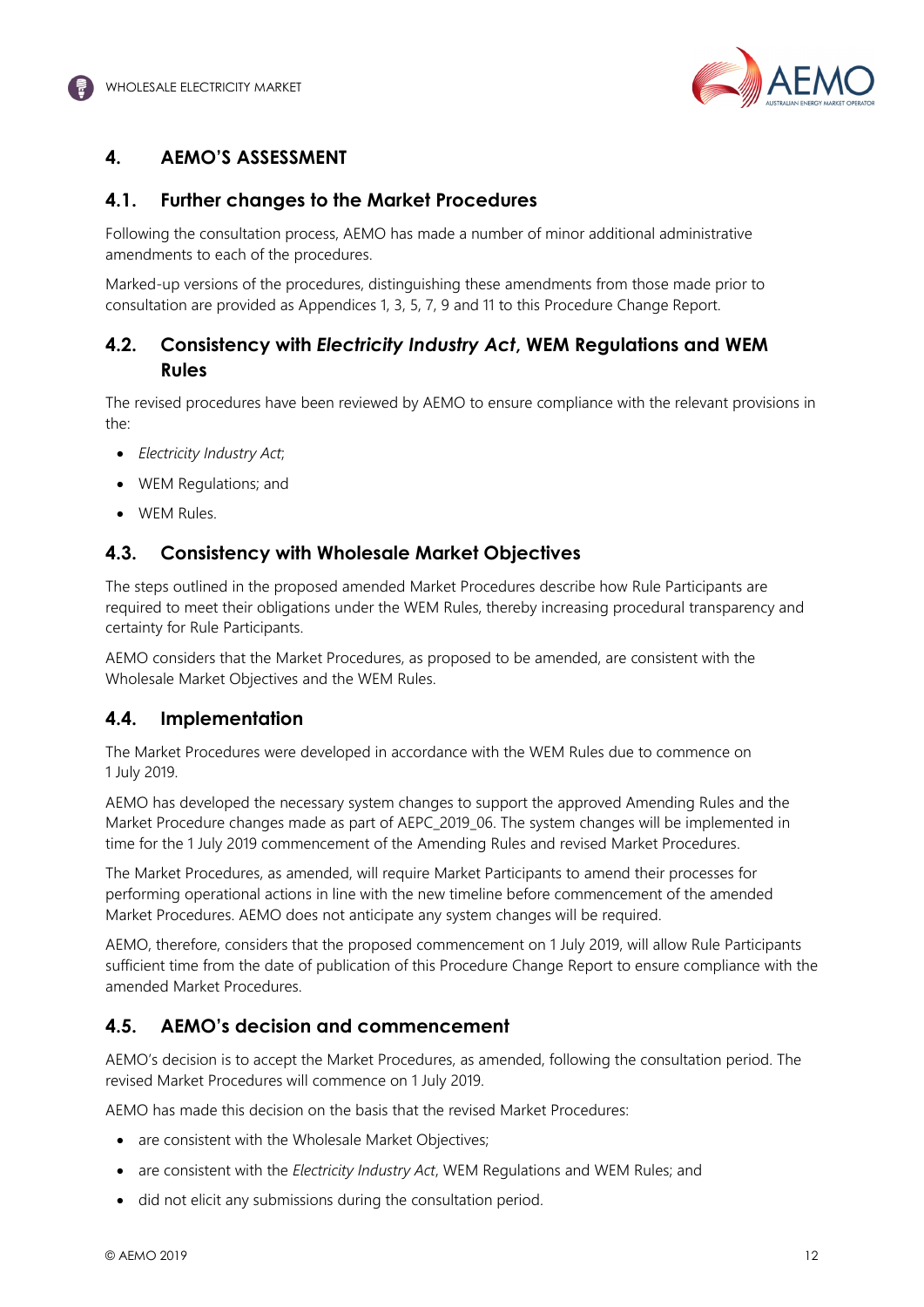# 4. AEMO'S ASSESSMENT

## 4.1. Further changes to the Market Procedures

Following the consultation process, AEMO has made a number of minor additional administrative amendments to each of the procedures.

Marked-up versions of the procedures, distinguishing these amendments from those made prior to consultation are provided as Appendices 1, 3, 5, 7, 9 and 11 to this Procedure Change Report.

## 4.2. Consistency with *Electricity Industry Act*, WEM Regulations and WEM Rules

The revised procedures have been reviewed by AEMO to ensure compliance with the relevant provisions in the:

- *Electricity Industry Act*;
- WEM Regulations; and
- WEM Rules.

## 4.3. Consistency with Wholesale Market Objectives

The steps outlined in the proposed amended Market Procedures describe how Rule Participants are required to meet their obligations under the WEM Rules, thereby increasing procedural transparency and certainty for Rule Participants.

AEMO considers that the Market Procedures, as proposed to be amended, are consistent with the Wholesale Market Objectives and the WEM Rules.

## 4.4. Implementation

The Market Procedures were developed in accordance with the WEM Rules due to commence on 1 July 2019.

AEMO has developed the necessary system changes to support the approved Amending Rules and the Market Procedure changes made as part of AEPC_2019_06. The system changes will be implemented in time for the 1 July 2019 commencement of the Amending Rules and revised Market Procedures.

The Market Procedures, as amended, will require Market Participants to amend their processes for performing operational actions in line with the new timeline before commencement of the amended Market Procedures. AEMO does not anticipate any system changes will be required.

AEMO, therefore, considers that the proposed commencement on 1 July 2019, will allow Rule Participants sufficient time from the date of publication of this Procedure Change Report to ensure compliance with the amended Market Procedures.

## 4.5. AEMO's decision and commencement

AEMO's decision is to accept the Market Procedures, as amended, following the consultation period. The revised Market Procedures will commence on 1 July 2019.

AEMO has made this decision on the basis that the revised Market Procedures:

- are consistent with the Wholesale Market Objectives;
- are consistent with the *Electricity Industry Act*, WEM Regulations and WEM Rules; and
- did not elicit any submissions during the consultation period.